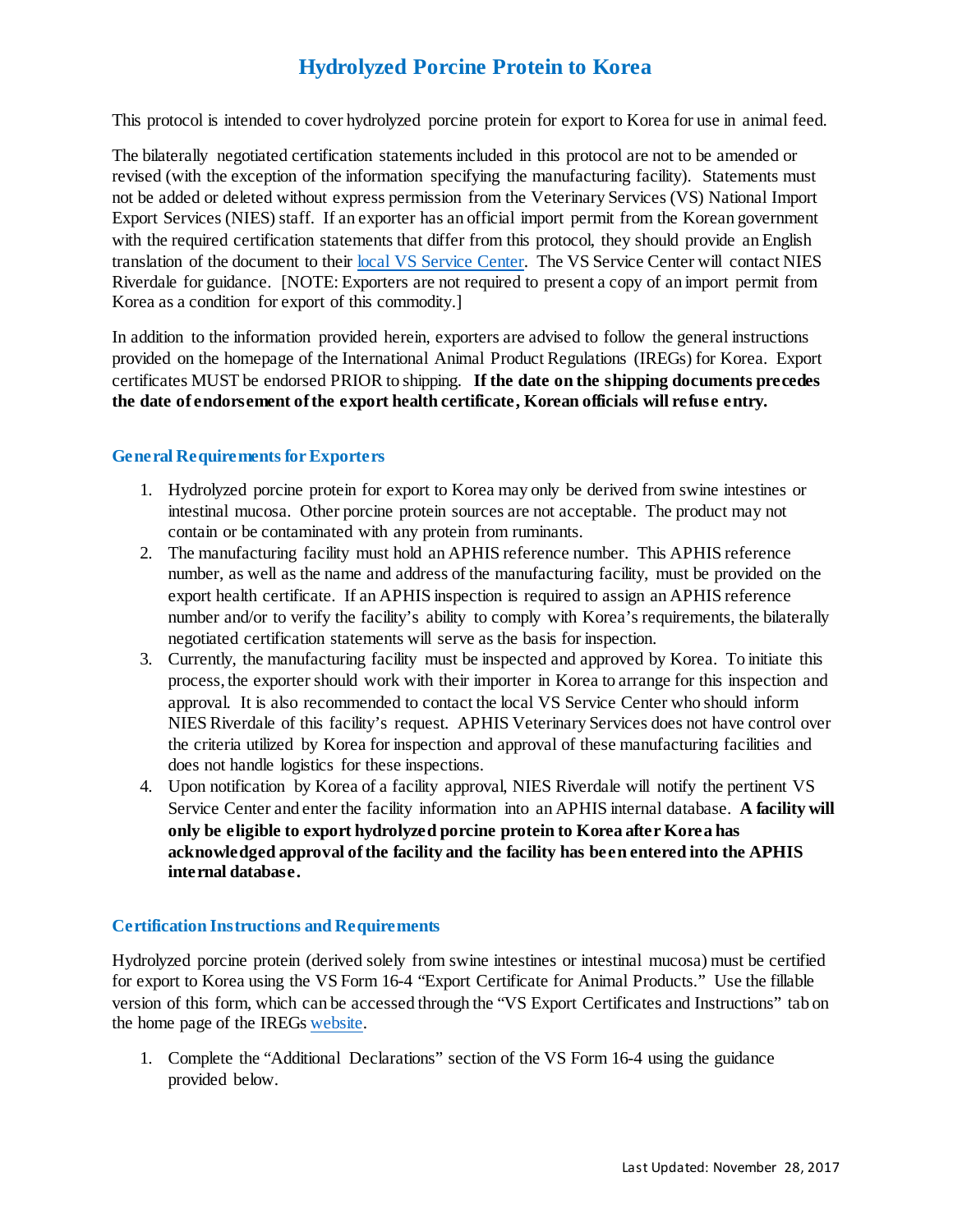# Hydrolyzed Porcine Protein to Korea

This protocol is intended to cover hydrolyzed porcine protein for export to Korea for use in animal feed.

The bilaterally negotiated certification statements included in this protocol are not to be amended or revised (with the exception of the information specifying the manufacturing facility). Statements must not be added or deleted without express permission from the Veterinary Services (VS) National Import Export Services (NIES) staff. If an exporter has an official import permit from the Korean government with the required certification statements that differ from this protocol, they should provide an English translation of the document to their local VS Service Center. The VS Service Center will contact NIES Riverdale for guidance. [NOTE: Exporters are not required to present a copy of an import permit from Korea as a condition for export of this commodity.]

In addition to the information provided herein, exporters are advised to follow the general instructions provided on the homepage of the International Animal Product Regulations (IREGs) for Korea. Export certificates MUST be endorsed PRIOR to shipping. **If the date on the shipping documents precedes the date of endorsement of the export health certificate, Korean officials will refuse entry.**

## General Requirements for Exporters

1. Hydrolyzed porcine protein for export to Korea may only be derived from swine intestines or intestinal mucosa. Other porcine protein sources are not acceptable. The product may not contain or be contaminated with any protein from ruminants.
2. The manufacturing facility must hold an APHIS reference number. This APHIS reference number, as well as the name and address of the manufacturing facility, must be provided on the export health certificate. If an APHIS inspection is required to assign an APHIS reference number and/or to verify the facility's ability to comply with Korea's requirements, the bilaterally negotiated certification statements will serve as the basis for inspection.
3. Currently, the manufacturing facility must be inspected and approved by Korea. To initiate this process, the exporter should work with their importer in Korea to arrange for this inspection and approval. It is also recommended to contact the local VS Service Center who should inform NIES Riverdale of this facility's request. APHIS Veterinary Services does not have control over the criteria utilized by Korea for inspection and approval of these manufacturing facilities and does not handle logistics for these inspections.
4. Upon notification by Korea of a facility approval, NIES Riverdale will notify the pertinent VS Service Center and enter the facility information into an APHIS internal database. **A facility will only be eligible to export hydrolyzed porcine protein to Korea after Korea has acknowledged approval of the facility and the facility has been entered into the APHIS internal database.**

## Certification Instructions and Requirements

Hydrolyzed porcine protein (derived solely from swine intestines or intestinal mucosa) must be certified for export to Korea using the VS Form 16-4 "Export Certificate for Animal Products." Use the fillable version of this form, which can be accessed through the "VS Export Certificates and Instructions" tab on the home page of the IREGs website.

1. Complete the "Additional Declarations" section of the VS Form 16-4 using the guidance provided below.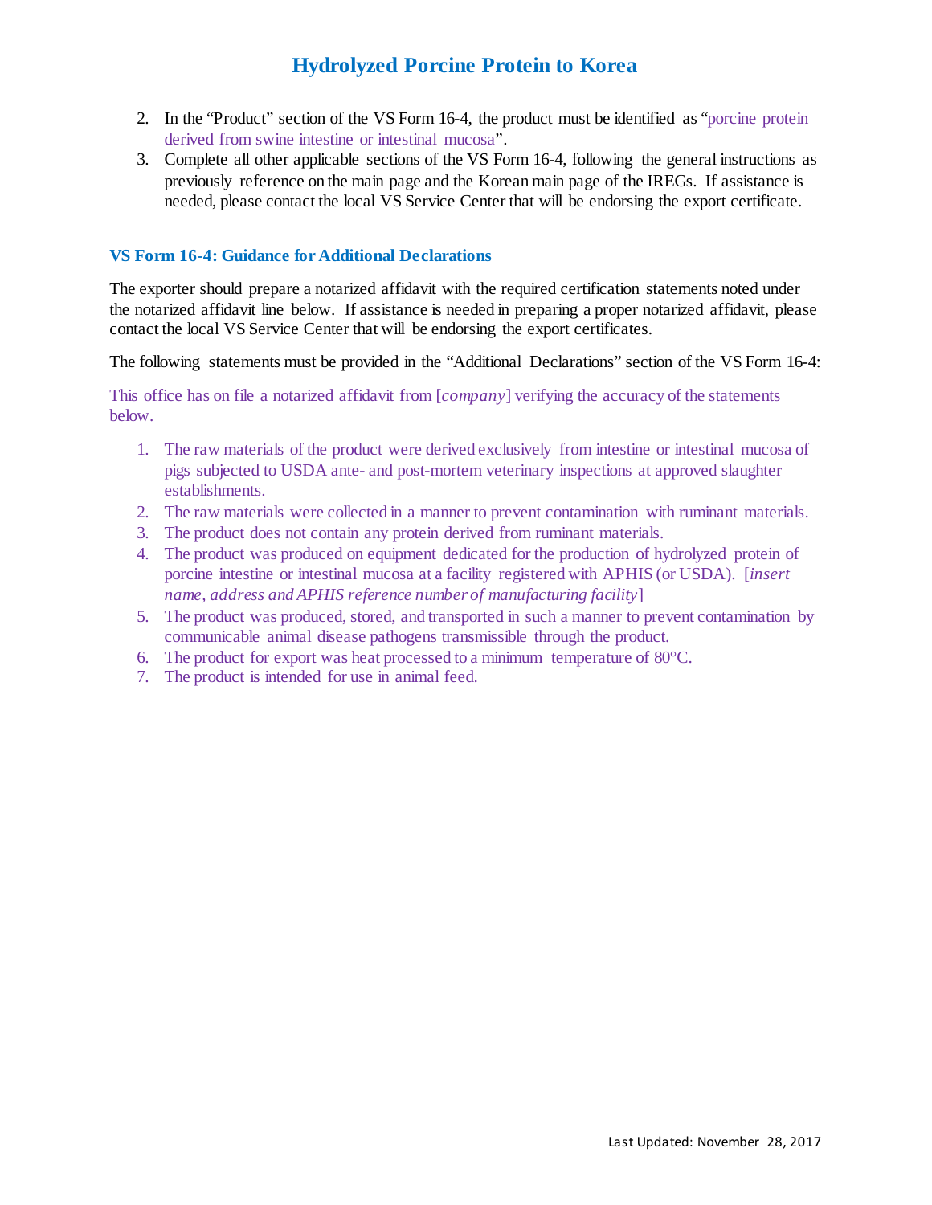# Hydrolyzed Porcine Protein to Korea

2. In the "Product" section of the VS Form 16-4, the product must be identified as "porcine protein derived from swine intestine or intestinal mucosa".
3. Complete all other applicable sections of the VS Form 16-4, following the general instructions as previously reference on the main page and the Korean main page of the IREGs. If assistance is needed, please contact the local VS Service Center that will be endorsing the export certificate.

### VS Form 16-4: Guidance for Additional Declarations

The exporter should prepare a notarized affidavit with the required certification statements noted under the notarized affidavit line below. If assistance is needed in preparing a proper notarized affidavit, please contact the local VS Service Center that will be endorsing the export certificates.

The following statements must be provided in the "Additional Declarations" section of the VS Form 16-4:

This office has on file a notarized affidavit from [*company*] verifying the accuracy of the statements below.

1. The raw materials of the product were derived exclusively from intestine or intestinal mucosa of pigs subjected to USDA ante- and post-mortem veterinary inspections at approved slaughter establishments.
2. The raw materials were collected in a manner to prevent contamination with ruminant materials.
3. The product does not contain any protein derived from ruminant materials.
4. The product was produced on equipment dedicated for the production of hydrolyzed protein of porcine intestine or intestinal mucosa at a facility registered with APHIS (or USDA). [*insert name, address and APHIS reference number of manufacturing facility*]
5. The product was produced, stored, and transported in such a manner to prevent contamination by communicable animal disease pathogens transmissible through the product.
6. The product for export was heat processed to a minimum temperature of 80°C.
7. The product is intended for use in animal feed.

Last Updated: November 28, 2017